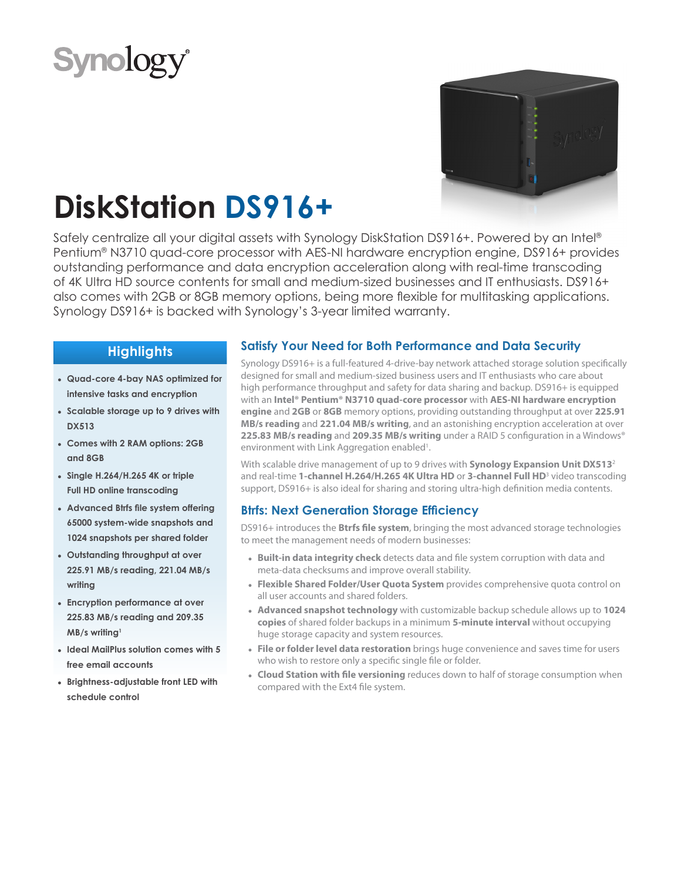Synology®

# DiskStation DS916+

Safely centralize all your digital assets with Synology DiskStation DS916+. Powered by an Intel® Pentium® N3710 quad-core processor with AES-NI hardware encryption engine, DS916+ provides outstanding performance and data encryption acceleration along with real-time transcoding of 4K Ultra HD source contents for small and medium-sized businesses and IT enthusiasts. DS916+ also comes with 2GB or 8GB memory options, being more flexible for multitasking applications. Synology DS916+ is backed with Synology's 3-year limited warranty.

## Highlights

- **Quad-core 4-bay NAS optimized for intensive tasks and encryption**
- **Scalable storage up to 9 drives with DX513**
- **Comes with 2 RAM options: 2GB and 8GB**
- **Single H.264/H.265 4K or triple Full HD online transcoding**
- **Advanced Btrfs file system offering 65000 system-wide snapshots and 1024 snapshots per shared folder**
- **Outstanding throughput at over 225.91 MB/s reading, 221.04 MB/s writing**
- **Encryption performance at over 225.83 MB/s reading and 209.35 MB/s writing[1]**
- **Ideal MailPlus solution comes with 5 free email accounts**
- **Brightness-adjustable front LED with schedule control**

## Satisfy Your Need for Both Performance and Data Security

Synology DS916+ is a full-featured 4-drive-bay network attached storage solution specifically designed for small and medium-sized business users and IT enthusiasts who care about high performance throughput and safety for data sharing and backup. DS916+ is equipped with an **Intel® Pentium® N3710 quad-core processor** with **AES-NI hardware encryption engine** and **2GB** or **8GB** memory options, providing outstanding throughput at over **225.91 MB/s reading** and **221.04 MB/s writing**, and an astonishing encryption acceleration at over **225.83 MB/s reading** and **209.35 MB/s writing** under a RAID 5 configuration in a Windows® environment with Link Aggregation enabled[1].

With scalable drive management of up to 9 drives with **Synology Expansion Unit DX513**[2] and real-time **1-channel H.264/H.265 4K Ultra HD** or **3-channel Full HD**[3] video transcoding support, DS916+ is also ideal for sharing and storing ultra-high definition media contents.

## Btrfs: Next Generation Storage Efficiency

DS916+ introduces the **Btrfs file system**, bringing the most advanced storage technologies to meet the management needs of modern businesses:

- **Built-in data integrity check** detects data and file system corruption with data and meta-data checksums and improve overall stability.
- **Flexible Shared Folder/User Quota System** provides comprehensive quota control on all user accounts and shared folders.
- **Advanced snapshot technology** with customizable backup schedule allows up to **1024 copies** of shared folder backups in a minimum **5-minute interval** without occupying huge storage capacity and system resources.
- **File or folder level data restoration** brings huge convenience and saves time for users who wish to restore only a specific single file or folder.
- **Cloud Station with file versioning** reduces down to half of storage consumption when compared with the Ext4 file system.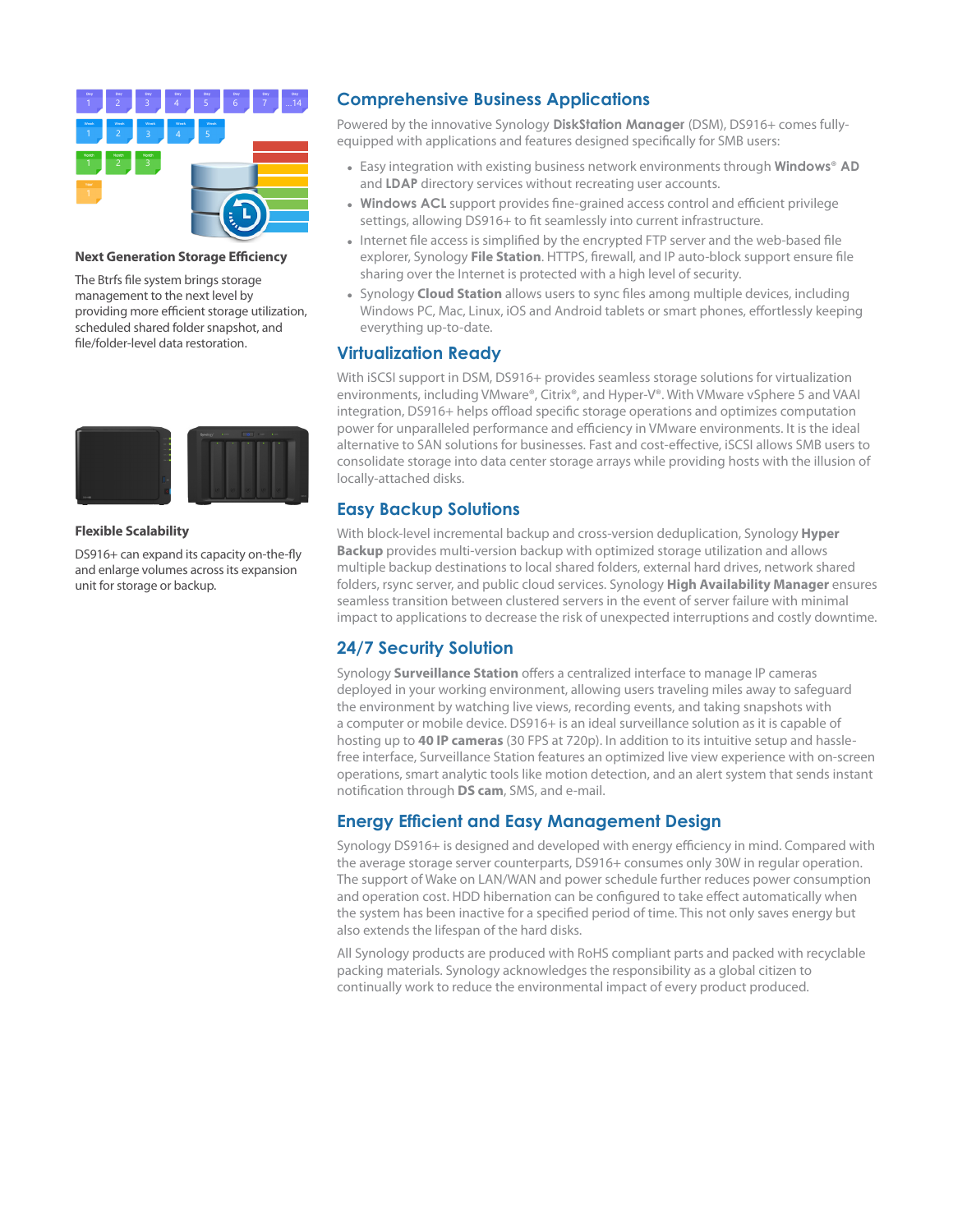### Next Generation Storage Efficiency

The Btrfs file system brings storage management to the next level by providing more efficient storage utilization, scheduled shared folder snapshot, and file/folder-level data restoration.

### Flexible Scalability

DS916+ can expand its capacity on-the-fly and enlarge volumes across its expansion unit for storage or backup.

## Comprehensive Business Applications

Powered by the innovative Synology **DiskStation Manager** (DSM), DS916+ comes fully-equipped with applications and features designed specifically for SMB users:

- Easy integration with existing business network environments through **Windows® AD** and **LDAP** directory services without recreating user accounts.
- **Windows ACL** support provides fine-grained access control and efficient privilege settings, allowing DS916+ to fit seamlessly into current infrastructure.
- Internet file access is simplified by the encrypted FTP server and the web-based file explorer, Synology **File Station**. HTTPS, firewall, and IP auto-block support ensure file sharing over the Internet is protected with a high level of security.
- Synology **Cloud Station** allows users to sync files among multiple devices, including Windows PC, Mac, Linux, iOS and Android tablets or smart phones, effortlessly keeping everything up-to-date.

## Virtualization Ready

With iSCSI support in DSM, DS916+ provides seamless storage solutions for virtualization environments, including VMware®, Citrix®, and Hyper-V®. With VMware vSphere 5 and VAAI integration, DS916+ helps offload specific storage operations and optimizes computation power for unparalleled performance and efficiency in VMware environments. It is the ideal alternative to SAN solutions for businesses. Fast and cost-effective, iSCSI allows SMB users to consolidate storage into data center storage arrays while providing hosts with the illusion of locally-attached disks.

## Easy Backup Solutions

With block-level incremental backup and cross-version deduplication, Synology **Hyper Backup** provides multi-version backup with optimized storage utilization and allows multiple backup destinations to local shared folders, external hard drives, network shared folders, rsync server, and public cloud services. Synology **High Availability Manager** ensures seamless transition between clustered servers in the event of server failure with minimal impact to applications to decrease the risk of unexpected interruptions and costly downtime.

## 24/7 Security Solution

Synology **Surveillance Station** offers a centralized interface to manage IP cameras deployed in your working environment, allowing users traveling miles away to safeguard the environment by watching live views, recording events, and taking snapshots with a computer or mobile device. DS916+ is an ideal surveillance solution as it is capable of hosting up to **40 IP cameras** (30 FPS at 720p). In addition to its intuitive setup and hassle-free interface, Surveillance Station features an optimized live view experience with on-screen operations, smart analytic tools like motion detection, and an alert system that sends instant notification through **DS cam**, SMS, and e-mail.

## Energy Efficient and Easy Management Design

Synology DS916+ is designed and developed with energy efficiency in mind. Compared with the average storage server counterparts, DS916+ consumes only 30W in regular operation. The support of Wake on LAN/WAN and power schedule further reduces power consumption and operation cost. HDD hibernation can be configured to take effect automatically when the system has been inactive for a specified period of time. This not only saves energy but also extends the lifespan of the hard disks.

All Synology products are produced with RoHS compliant parts and packed with recyclable packing materials. Synology acknowledges the responsibility as a global citizen to continually work to reduce the environmental impact of every product produced.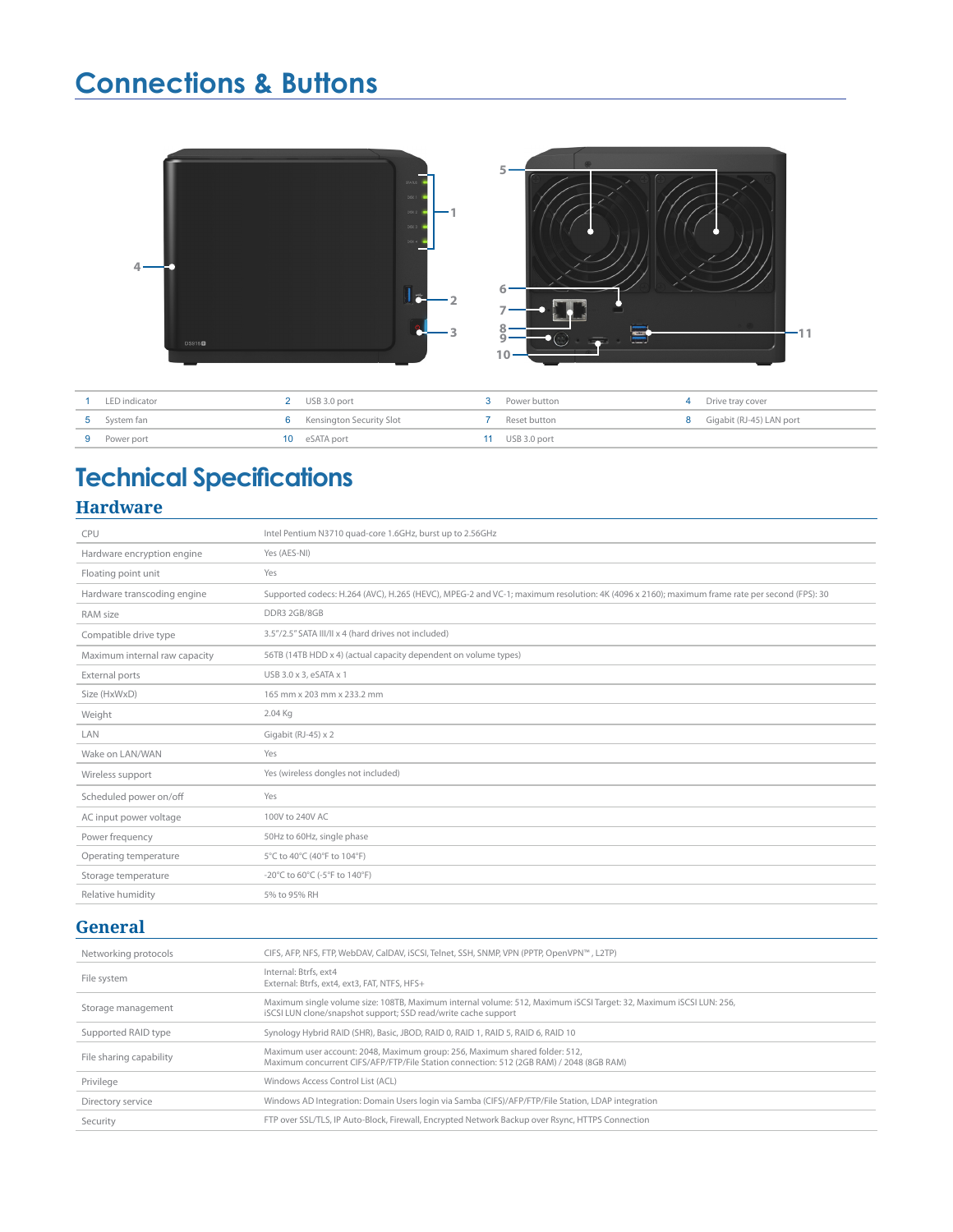# Connections & Buttons

| | | | | | | | |
|---|---|---|---|---|---|---|---|
| 1 | LED indicator | 2 | USB 3.0 port | 3 | Power button | 4 | Drive tray cover |
| 5 | System fan | 6 | Kensington Security Slot | 7 | Reset button | 8 | Gigabit (RJ-45) LAN port |
| 9 | Power port | 10 | eSATA port | 11 | USB 3.0 port | | |

# Technical Specifications

## Hardware

| | |
|---|---|
| CPU | Intel Pentium N3710 quad-core 1.6GHz, burst up to 2.56GHz |
| Hardware encryption engine | Yes (AES-NI) |
| Floating point unit | Yes |
| Hardware transcoding engine | Supported codecs: H.264 (AVC), H.265 (HEVC), MPEG-2 and VC-1; maximum resolution: 4K (4096 x 2160); maximum frame rate per second (FPS): 30 |
| RAM size | DDR3 2GB/8GB |
| Compatible drive type | 3.5"/2.5" SATA III/II x 4 (hard drives not included) |
| Maximum internal raw capacity | 56TB (14TB HDD x 4) (actual capacity dependent on volume types) |
| External ports | USB 3.0 x 3, eSATA x 1 |
| Size (HxWxD) | 165 mm x 203 mm x 233.2 mm |
| Weight | 2.04 Kg |
| LAN | Gigabit (RJ-45) x 2 |
| Wake on LAN/WAN | Yes |
| Wireless support | Yes (wireless dongles not included) |
| Scheduled power on/off | Yes |
| AC input power voltage | 100V to 240V AC |
| Power frequency | 50Hz to 60Hz, single phase |
| Operating temperature | 5°C to 40°C (40°F to 104°F) |
| Storage temperature | -20°C to 60°C (-5°F to 140°F) |
| Relative humidity | 5% to 95% RH |

## General

| | |
|---|---|
| Networking protocols | CIFS, AFP, NFS, FTP, WebDAV, CalDAV, iSCSI, Telnet, SSH, SNMP, VPN (PPTP, OpenVPN™ , L2TP) |
| File system | Internal: Btrfs, ext4<br>External: Btrfs, ext4, ext3, FAT, NTFS, HFS+ |
| Storage management | Maximum single volume size: 108TB, Maximum internal volume: 512, Maximum iSCSI Target: 32, Maximum iSCSI LUN: 256, iSCSI LUN clone/snapshot support; SSD read/write cache support |
| Supported RAID type | Synology Hybrid RAID (SHR), Basic, JBOD, RAID 0, RAID 1, RAID 5, RAID 6, RAID 10 |
| File sharing capability | Maximum user account: 2048, Maximum group: 256, Maximum shared folder: 512,<br>Maximum concurrent CIFS/AFP/FTP/File Station connection: 512 (2GB RAM) / 2048 (8GB RAM) |
| Privilege | Windows Access Control List (ACL) |
| Directory service | Windows AD Integration: Domain Users login via Samba (CIFS)/AFP/FTP/File Station, LDAP integration |
| Security | FTP over SSL/TLS, IP Auto-Block, Firewall, Encrypted Network Backup over Rsync, HTTPS Connection |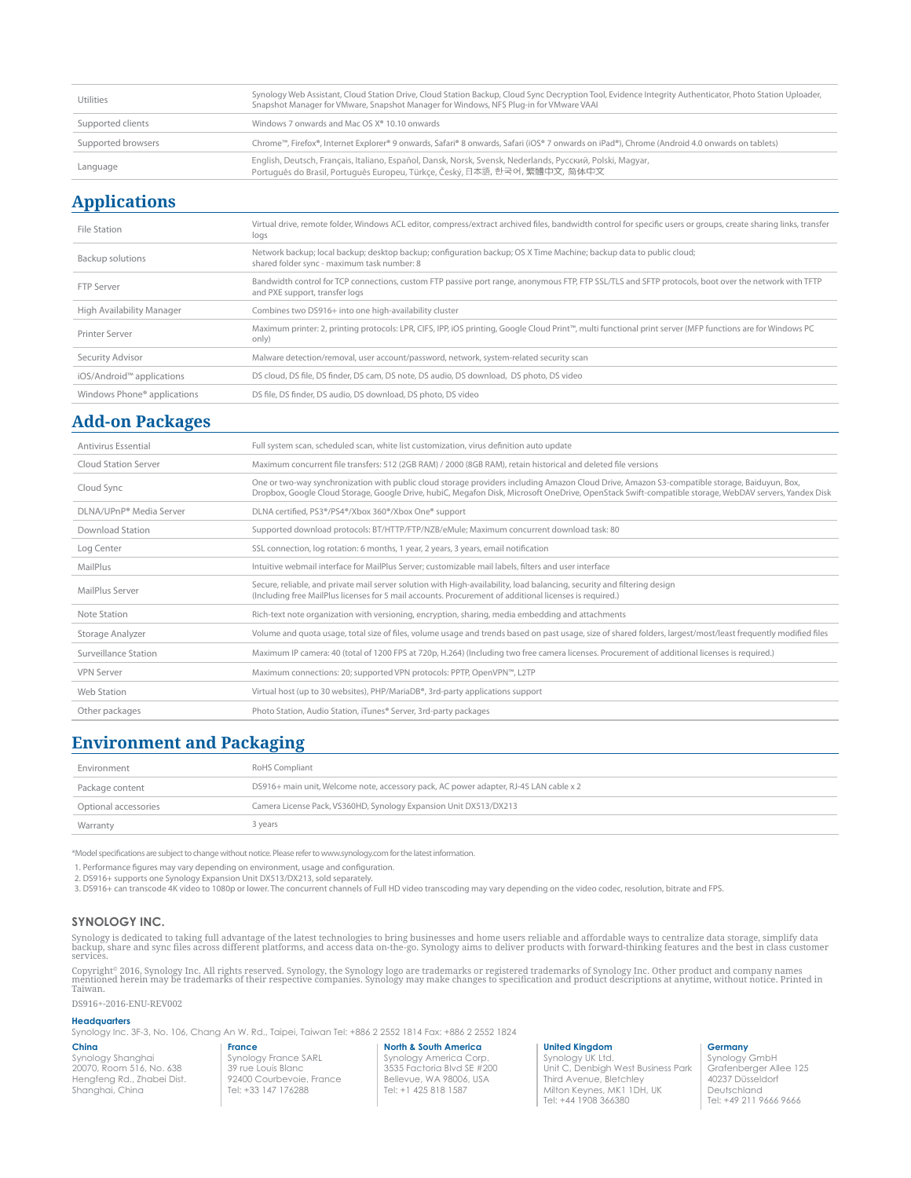| | |
|---|---|
| Utilities | Synology Web Assistant, Cloud Station Drive, Cloud Station Backup, Cloud Sync Decryption Tool, Evidence Integrity Authenticator, Photo Station Uploader, Snapshot Manager for VMware, Snapshot Manager for Windows, NFS Plug-in for VMware VAAI |
| Supported clients | Windows 7 onwards and Mac OS X® 10.10 onwards |
| Supported browsers | Chrome™, Firefox®, Internet Explorer® 9 onwards, Safari® 8 onwards, Safari (iOS® 7 onwards on iPad®), Chrome (Android 4.0 onwards on tablets) |
| Language | English, Deutsch, Français, Italiano, Español, Dansk, Norsk, Svensk, Nederlands, Русский, Polski, Magyar, Português do Brasil, Português Europeu, Türkçe, Český, 日本語, 한국어, 繁體中文, 简体中文 |

## Applications

| | |
|---|---|
| File Station | Virtual drive, remote folder, Windows ACL editor, compress/extract archived files, bandwidth control for specific users or groups, create sharing links, transfer logs |
| Backup solutions | Network backup; local backup; desktop backup; configuration backup; OS X Time Machine; backup data to public cloud; shared folder sync - maximum task number: 8 |
| FTP Server | Bandwidth control for TCP connections, custom FTP passive port range, anonymous FTP, FTP SSL/TLS and SFTP protocols, boot over the network with TFTP and PXE support, transfer logs |
| High Availability Manager | Combines two DS916+ into one high-availability cluster |
| Printer Server | Maximum printer: 2, printing protocols: LPR, CIFS, IPP, iOS printing, Google Cloud Print™, multi functional print server (MFP functions are for Windows PC only) |
| Security Advisor | Malware detection/removal, user account/password, network, system-related security scan |
| iOS/Android™ applications | DS cloud, DS file, DS finder, DS cam, DS note, DS audio, DS download, DS photo, DS video |
| Windows Phone® applications | DS file, DS finder, DS audio, DS download, DS photo, DS video |

## Add-on Packages

| | |
|---|---|
| Antivirus Essential | Full system scan, scheduled scan, white list customization, virus definition auto update |
| Cloud Station Server | Maximum concurrent file transfers: 512 (2GB RAM) / 2000 (8GB RAM), retain historical and deleted file versions |
| Cloud Sync | One or two-way synchronization with public cloud storage providers including Amazon Cloud Drive, Amazon S3-compatible storage, Baiduyun, Box, Dropbox, Google Cloud Storage, Google Drive, hubiC, Megafon Disk, Microsoft OneDrive, OpenStack Swift-compatible storage, WebDAV servers, Yandex Disk |
| DLNA/UPnP® Media Server | DLNA certified, PS3®/PS4®/Xbox 360®/Xbox One® support |
| Download Station | Supported download protocols: BT/HTTP/FTP/NZB/eMule; Maximum concurrent download task: 80 |
| Log Center | SSL connection, log rotation: 6 months, 1 year, 2 years, 3 years, email notification |
| MailPlus | Intuitive webmail interface for MailPlus Server; customizable mail labels, filters and user interface |
| MailPlus Server | Secure, reliable, and private mail server solution with High-availability, load balancing, security and filtering design (Including free MailPlus licenses for 5 mail accounts. Procurement of additional licenses is required.) |
| Note Station | Rich-text note organization with versioning, encryption, sharing, media embedding and attachments |
| Storage Analyzer | Volume and quota usage, total size of files, volume usage and trends based on past usage, size of shared folders, largest/most/least frequently modified files |
| Surveillance Station | Maximum IP camera: 40 (total of 1200 FPS at 720p, H.264) (Including two free camera licenses. Procurement of additional licenses is required.) |
| VPN Server | Maximum connections: 20; supported VPN protocols: PPTP, OpenVPN™, L2TP |
| Web Station | Virtual host (up to 30 websites), PHP/MariaDB®, 3rd-party applications support |
| Other packages | Photo Station, Audio Station, iTunes® Server, 3rd-party packages |

## Environment and Packaging

| | |
|---|---|
| Environment | RoHS Compliant |
| Package content | DS916+ main unit, Welcome note, accessory pack, AC power adapter, RJ-45 LAN cable x 2 |
| Optional accessories | Camera License Pack, VS360HD, Synology Expansion Unit DX513/DX213 |
| Warranty | 3 years |

*Model specifications are subject to change without notice. Please refer to www.synology.com for the latest information.

1. Performance figures may vary depending on environment, usage and configuration.
2. DS916+ supports one Synology Expansion Unit DX513/DX213, sold separately.
3. DS916+ can transcode 4K video to 1080p or lower. The concurrent channels of Full HD video transcoding may vary depending on the video codec, resolution, bitrate and FPS.

### SYNOLOGY INC.

Synology is dedicated to taking full advantage of the latest technologies to bring businesses and home users reliable and affordable ways to centralize data storage, simplify data backup, share and sync files across different platforms, and access data on-the-go. Synology aims to deliver products with forward-thinking features and the best in class customer services.

Copyright© 2016, Synology Inc. All rights reserved. Synology, the Synology logo are trademarks or registered trademarks of Synology Inc. Other product and company names mentioned herein may be trademarks of their respective companies. Synology may make changes to specification and product descriptions at anytime, without notice. Printed in Taiwan.

DS916+-2016-ENU-REV002

**Headquarters**
Synology Inc. 3F-3, No. 106, Chang An W. Rd., Taipei, Taiwan Tel: +886 2 2552 1814 Fax: +886 2 2552 1824

**China**
Synology Shanghai
20070, Room 516, No. 638
Hengfeng Rd., Zhabei Dist.
Shanghai, China

**France**
Synology France SARL
39 rue Louis Blanc
92400 Courbevoie, France
Tel: +33 147 176288

**North & South America**
Synology America Corp.
3535 Factoria Blvd SE #200
Bellevue, WA 98006, USA
Tel: +1 425 818 1587

**United Kingdom**
Synology UK Ltd.
Unit C, Denbigh West Business Park
Third Avenue, Bletchley
Milton Keynes, MK1 1DH, UK
Tel: +44 1908 366380

**Germany**
Synology GmbH
Grafenberger Allee 125
40237 Düsseldorf
Deutschland
Tel: +49 211 9666 9666